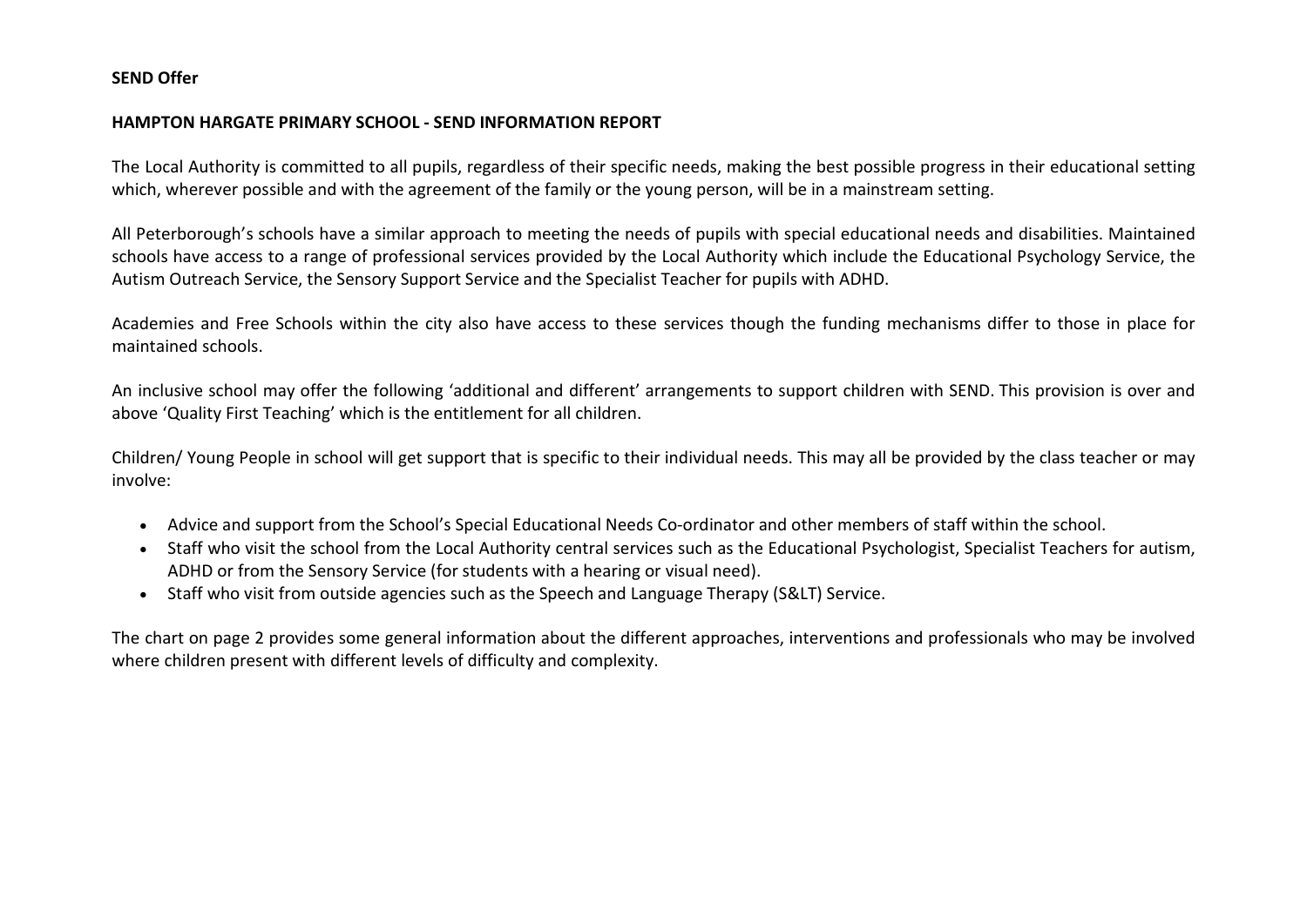**SEND Offer**

**HAMPTON HARGATE PRIMARY SCHOOL - SEND INFORMATION REPORT**

The Local Authority is committed to all pupils, regardless of their specific needs, making the best possible progress in their educational setting which, wherever possible and with the agreement of the family or the young person, will be in a mainstream setting.

All Peterborough's schools have a similar approach to meeting the needs of pupils with special educational needs and disabilities. Maintained schools have access to a range of professional services provided by the Local Authority which include the Educational Psychology Service, the Autism Outreach Service, the Sensory Support Service and the Specialist Teacher for pupils with ADHD.

Academies and Free Schools within the city also have access to these services though the funding mechanisms differ to those in place for maintained schools.

An inclusive school may offer the following 'additional and different' arrangements to support children with SEND. This provision is over and above 'Quality First Teaching' which is the entitlement for all children.

Children/ Young People in school will get support that is specific to their individual needs. This may all be provided by the class teacher or may involve:

- Advice and support from the School's Special Educational Needs Co-ordinator and other members of staff within the school.
- Staff who visit the school from the Local Authority central services such as the Educational Psychologist, Specialist Teachers for autism, ADHD or from the Sensory Service (for students with a hearing or visual need).
- Staff who visit from outside agencies such as the Speech and Language Therapy (S&LT) Service.

The chart on page 2 provides some general information about the different approaches, interventions and professionals who may be involved where children present with different levels of difficulty and complexity.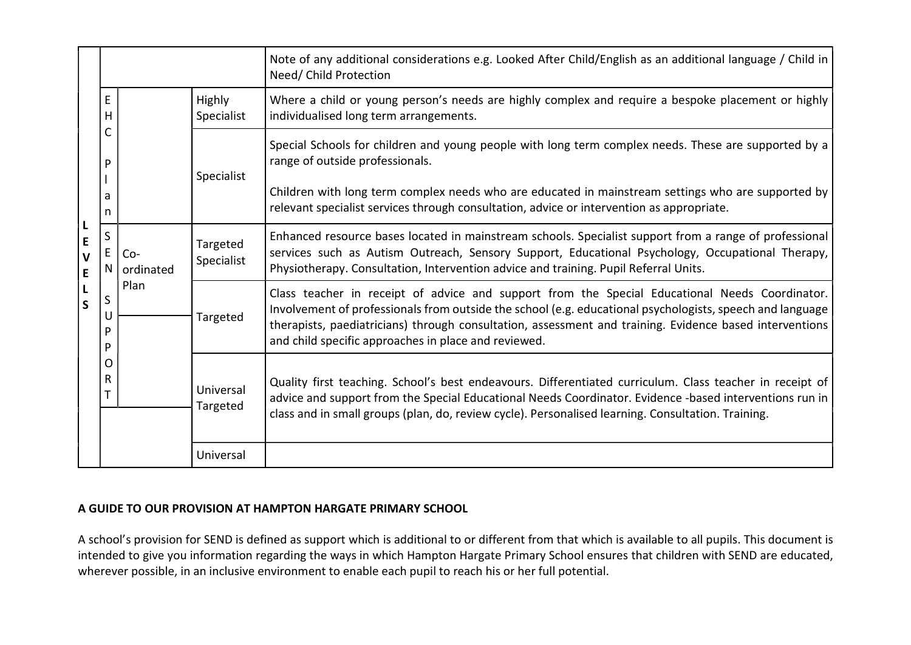| LEVELS | | | | |
|---|---|---|---|---|
| | | | | Note of any additional considerations e.g. Looked After Child/English as an additional language / Child in Need/ Child Protection |
| | EHC Plan | | Highly Specialist | Where a child or young person's needs are highly complex and require a bespoke placement or highly individualised long term arrangements. |
| | | | Specialist | Special Schools for children and young people with long term complex needs. These are supported by a range of outside professionals.<br><br>Children with long term complex needs who are educated in mainstream settings who are supported by relevant specialist services through consultation, advice or intervention as appropriate. |
| | SEN SUPPORT | Co-ordinated Plan | Targeted Specialist | Enhanced resource bases located in mainstream schools. Specialist support from a range of professional services such as Autism Outreach, Sensory Support, Educational Psychology, Occupational Therapy, Physiotherapy. Consultation, Intervention advice and training. Pupil Referral Units. |
| | | | Targeted | Class teacher in receipt of advice and support from the Special Educational Needs Coordinator. Involvement of professionals from outside the school (e.g. educational psychologists, speech and language therapists, paediatricians) through consultation, assessment and training. Evidence based interventions and child specific approaches in place and reviewed. |
| | | | Universal Targeted | Quality first teaching. School's best endeavours. Differentiated curriculum. Class teacher in receipt of advice and support from the Special Educational Needs Coordinator. Evidence -based interventions run in class and in small groups (plan, do, review cycle). Personalised learning. Consultation. Training. |
| | | | Universal | |

**A GUIDE TO OUR PROVISION AT HAMPTON HARGATE PRIMARY SCHOOL**

A school's provision for SEND is defined as support which is additional to or different from that which is available to all pupils. This document is intended to give you information regarding the ways in which Hampton Hargate Primary School ensures that children with SEND are educated, wherever possible, in an inclusive environment to enable each pupil to reach his or her full potential.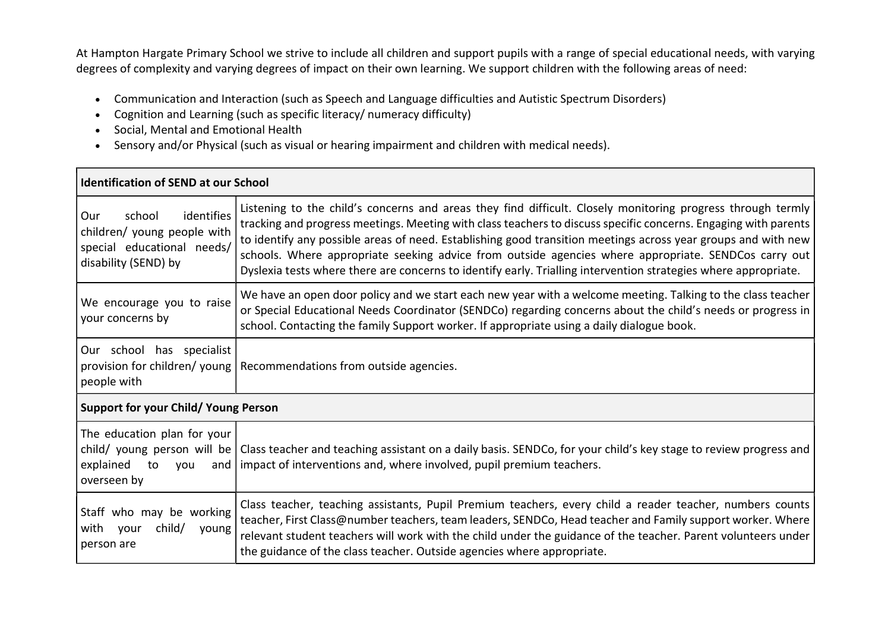At Hampton Hargate Primary School we strive to include all children and support pupils with a range of special educational needs, with varying degrees of complexity and varying degrees of impact on their own learning. We support children with the following areas of need:

- Communication and Interaction (such as Speech and Language difficulties and Autistic Spectrum Disorders)
- Cognition and Learning (such as specific literacy/ numeracy difficulty)
- Social, Mental and Emotional Health
- Sensory and/or Physical (such as visual or hearing impairment and children with medical needs).

| **Identification of SEND at our School** | |
|---|---|
| Our school identifies children/ young people with special educational needs/ disability (SEND) by | Listening to the child's concerns and areas they find difficult. Closely monitoring progress through termly tracking and progress meetings. Meeting with class teachers to discuss specific concerns. Engaging with parents to identify any possible areas of need. Establishing good transition meetings across year groups and with new schools. Where appropriate seeking advice from outside agencies where appropriate. SENDCos carry out Dyslexia tests where there are concerns to identify early. Trialling intervention strategies where appropriate. |
| We encourage you to raise your concerns by | We have an open door policy and we start each new year with a welcome meeting. Talking to the class teacher or Special Educational Needs Coordinator (SENDCo) regarding concerns about the child's needs or progress in school. Contacting the family Support worker. If appropriate using a daily dialogue book. |
| Our school has specialist provision for children/ young people with | Recommendations from outside agencies. |
| **Support for your Child/ Young Person** | |
| The education plan for your child/ young person will be explained to you and overseen by | Class teacher and teaching assistant on a daily basis. SENDCo, for your child's key stage to review progress and impact of interventions and, where involved, pupil premium teachers. |
| Staff who may be working with your child/ young person are | Class teacher, teaching assistants, Pupil Premium teachers, every child a reader teacher, numbers counts teacher, First Class@number teachers, team leaders, SENDCo, Head teacher and Family support worker. Where relevant student teachers will work with the child under the guidance of the teacher. Parent volunteers under the guidance of the class teacher. Outside agencies where appropriate. |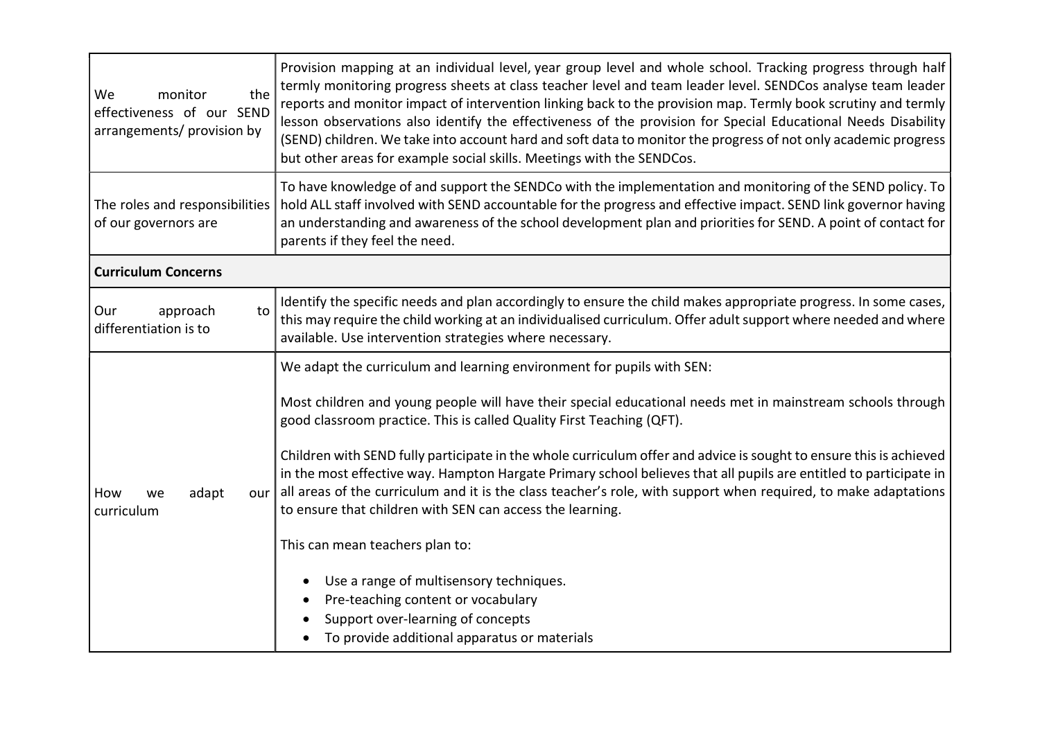| | |
|---|---|
| We monitor the effectiveness of our SEND arrangements/ provision by | Provision mapping at an individual level, year group level and whole school. Tracking progress through half termly monitoring progress sheets at class teacher level and team leader level. SENDCos analyse team leader reports and monitor impact of intervention linking back to the provision map. Termly book scrutiny and termly lesson observations also identify the effectiveness of the provision for Special Educational Needs Disability (SEND) children. We take into account hard and soft data to monitor the progress of not only academic progress but other areas for example social skills. Meetings with the SENDCos. |
| The roles and responsibilities of our governors are | To have knowledge of and support the SENDCo with the implementation and monitoring of the SEND policy. To hold ALL staff involved with SEND accountable for the progress and effective impact. SEND link governor having an understanding and awareness of the school development plan and priorities for SEND. A point of contact for parents if they feel the need. |
| **Curriculum Concerns** | |
| Our approach to differentiation is to | Identify the specific needs and plan accordingly to ensure the child makes appropriate progress. In some cases, this may require the child working at an individualised curriculum. Offer adult support where needed and where available. Use intervention strategies where necessary. |
| How we adapt our curriculum | We adapt the curriculum and learning environment for pupils with SEN:<br><br>Most children and young people will have their special educational needs met in mainstream schools through good classroom practice. This is called Quality First Teaching (QFT).<br><br>Children with SEND fully participate in the whole curriculum offer and advice is sought to ensure this is achieved in the most effective way. Hampton Hargate Primary school believes that all pupils are entitled to participate in all areas of the curriculum and it is the class teacher's role, with support when required, to make adaptations to ensure that children with SEN can access the learning.<br><br>This can mean teachers plan to:<br><br>• Use a range of multisensory techniques.<br>• Pre-teaching content or vocabulary<br>• Support over-learning of concepts<br>• To provide additional apparatus or materials |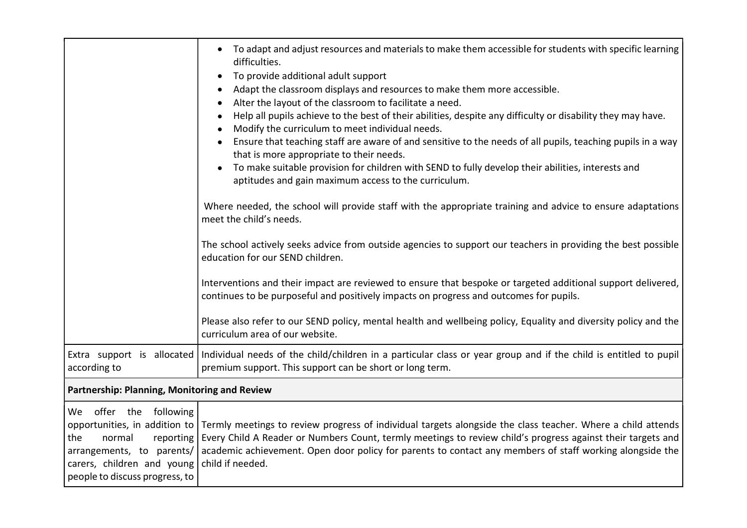| | |
|---|---|
| | <ul><li>To adapt and adjust resources and materials to make them accessible for students with specific learning difficulties.</li><li>To provide additional adult support</li><li>Adapt the classroom displays and resources to make them more accessible.</li><li>Alter the layout of the classroom to facilitate a need.</li><li>Help all pupils achieve to the best of their abilities, despite any difficulty or disability they may have.</li><li>Modify the curriculum to meet individual needs.</li><li>Ensure that teaching staff are aware of and sensitive to the needs of all pupils, teaching pupils in a way that is more appropriate to their needs.</li><li>To make suitable provision for children with SEND to fully develop their abilities, interests and aptitudes and gain maximum access to the curriculum.</li></ul> Where needed, the school will provide staff with the appropriate training and advice to ensure adaptations meet the child's needs.<br><br>The school actively seeks advice from outside agencies to support our teachers in providing the best possible education for our SEND children.<br><br>Interventions and their impact are reviewed to ensure that bespoke or targeted additional support delivered, continues to be purposeful and positively impacts on progress and outcomes for pupils.<br><br>Please also refer to our SEND policy, mental health and wellbeing policy, Equality and diversity policy and the curriculum area of our website. |
| Extra support is allocated according to | Individual needs of the child/children in a particular class or year group and if the child is entitled to pupil premium support. This support can be short or long term. |
| **Partnership: Planning, Monitoring and Review** | |
| We offer the following opportunities, in addition to the normal reporting arrangements, to parents/ carers, children and young people to discuss progress, to | Termly meetings to review progress of individual targets alongside the class teacher. Where a child attends Every Child A Reader or Numbers Count, termly meetings to review child's progress against their targets and academic achievement. Open door policy for parents to contact any members of staff working alongside the child if needed. |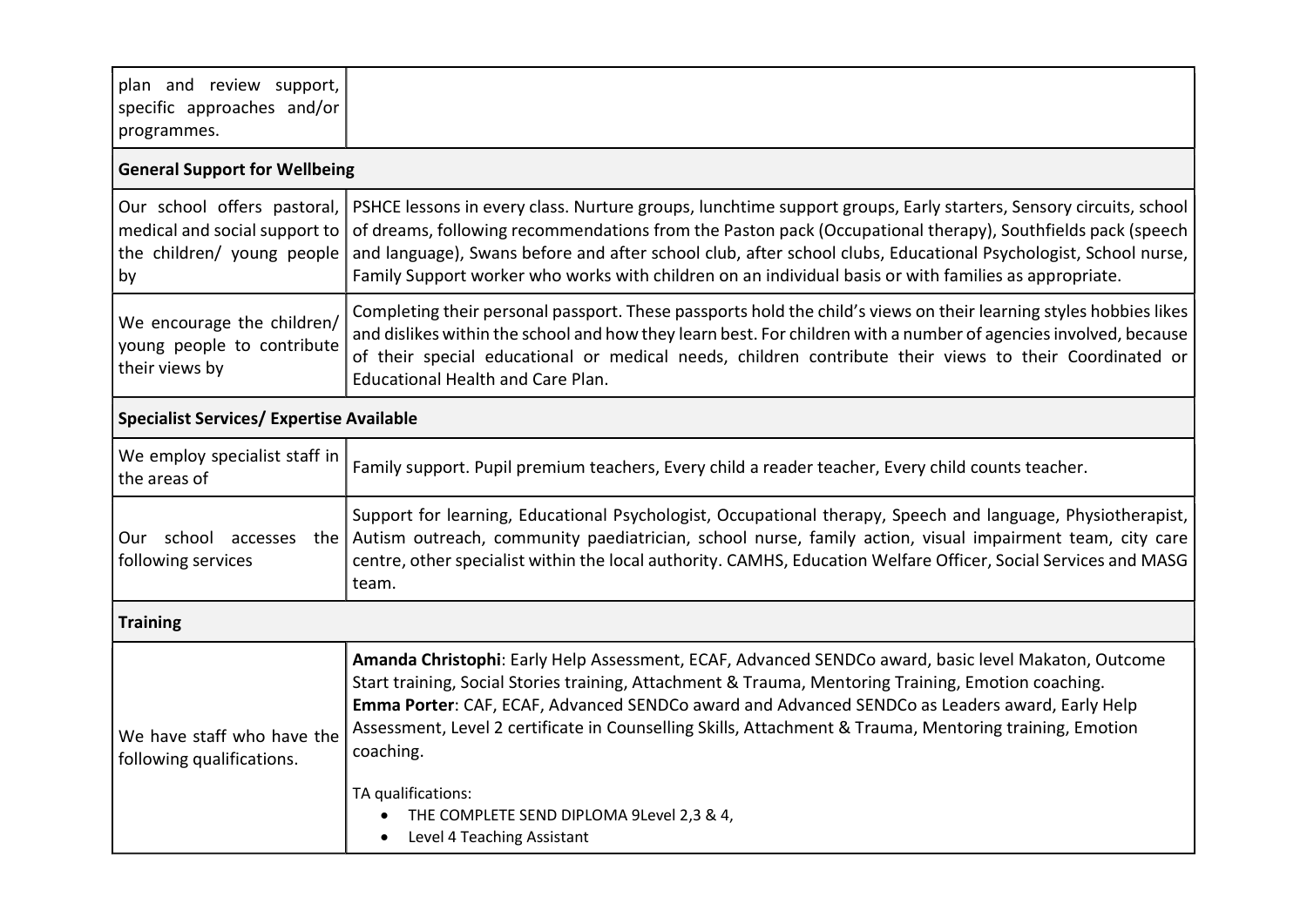| | |
|---|---|
| plan and review support, specific approaches and/or programmes. | |
| **General Support for Wellbeing** | |
| Our school offers pastoral, medical and social support to the children/ young people by | PSHCE lessons in every class. Nurture groups, lunchtime support groups, Early starters, Sensory circuits, school of dreams, following recommendations from the Paston pack (Occupational therapy), Southfields pack (speech and language), Swans before and after school club, after school clubs, Educational Psychologist, School nurse, Family Support worker who works with children on an individual basis or with families as appropriate. |
| We encourage the children/ young people to contribute their views by | Completing their personal passport. These passports hold the child's views on their learning styles hobbies likes and dislikes within the school and how they learn best. For children with a number of agencies involved, because of their special educational or medical needs, children contribute their views to their Coordinated or Educational Health and Care Plan. |
| **Specialist Services/ Expertise Available** | |
| We employ specialist staff in the areas of | Family support. Pupil premium teachers, Every child a reader teacher, Every child counts teacher. |
| Our school accesses the following services | Support for learning, Educational Psychologist, Occupational therapy, Speech and language, Physiotherapist, Autism outreach, community paediatrician, school nurse, family action, visual impairment team, city care centre, other specialist within the local authority. CAMHS, Education Welfare Officer, Social Services and MASG team. |
| **Training** | |
| We have staff who have the following qualifications. | **Amanda Christophi**: Early Help Assessment, ECAF, Advanced SENDCo award, basic level Makaton, Outcome Start training, Social Stories training, Attachment & Trauma, Mentoring Training, Emotion coaching.<br>**Emma Porter**: CAF, ECAF, Advanced SENDCo award and Advanced SENDCo as Leaders award, Early Help Assessment, Level 2 certificate in Counselling Skills, Attachment & Trauma, Mentoring training, Emotion coaching.<br><br>TA qualifications:<br>• THE COMPLETE SEND DIPLOMA 9Level 2,3 & 4,<br>• Level 4 Teaching Assistant |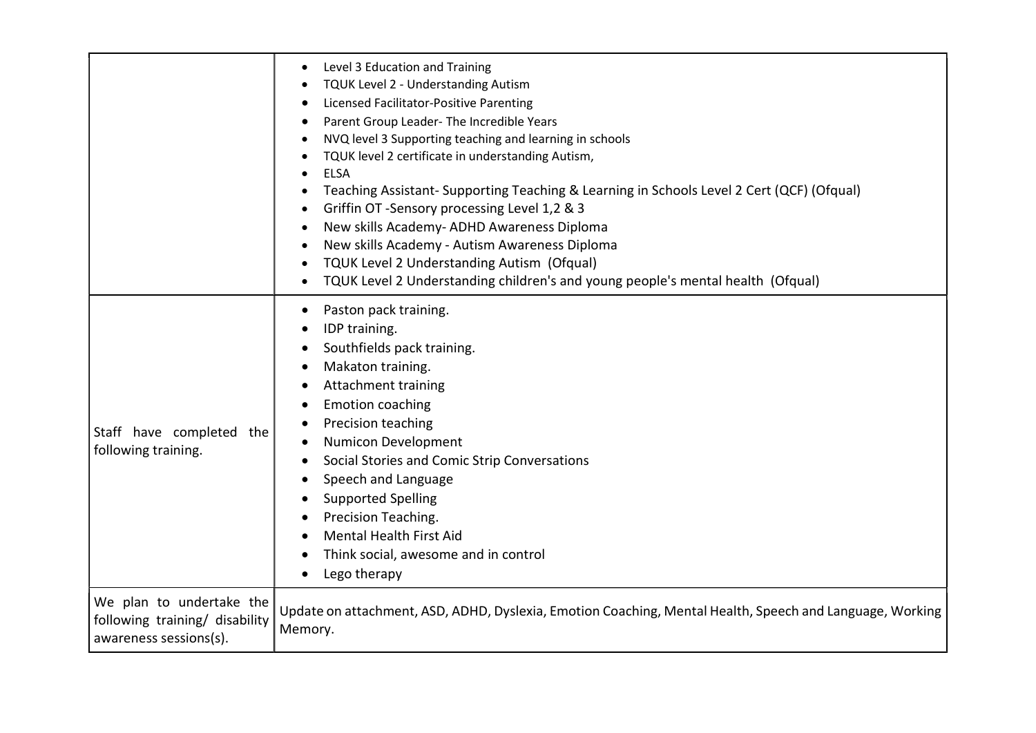| | |
|---|---|
| | <ul><li>Level 3 Education and Training</li><li>TQUK Level 2 - Understanding Autism</li><li>Licensed Facilitator-Positive Parenting</li><li>Parent Group Leader- The Incredible Years</li><li>NVQ level 3 Supporting teaching and learning in schools</li><li>TQUK level 2 certificate in understanding Autism,</li><li>ELSA</li><li>Teaching Assistant- Supporting Teaching & Learning in Schools Level 2 Cert (QCF) (Ofqual)</li><li>Griffin OT -Sensory processing Level 1,2 & 3</li><li>New skills Academy- ADHD Awareness Diploma</li><li>New skills Academy - Autism Awareness Diploma</li><li>TQUK Level 2 Understanding Autism (Ofqual)</li><li>TQUK Level 2 Understanding children's and young people's mental health (Ofqual)</li></ul> |
| Staff have completed the following training. | <ul><li>Paston pack training.</li><li>IDP training.</li><li>Southfields pack training.</li><li>Makaton training.</li><li>Attachment training</li><li>Emotion coaching</li><li>Precision teaching</li><li>Numicon Development</li><li>Social Stories and Comic Strip Conversations</li><li>Speech and Language</li><li>Supported Spelling</li><li>Precision Teaching.</li><li>Mental Health First Aid</li><li>Think social, awesome and in control</li><li>Lego therapy</li></ul> |
| We plan to undertake the following training/ disability awareness sessions(s). | Update on attachment, ASD, ADHD, Dyslexia, Emotion Coaching, Mental Health, Speech and Language, Working Memory. |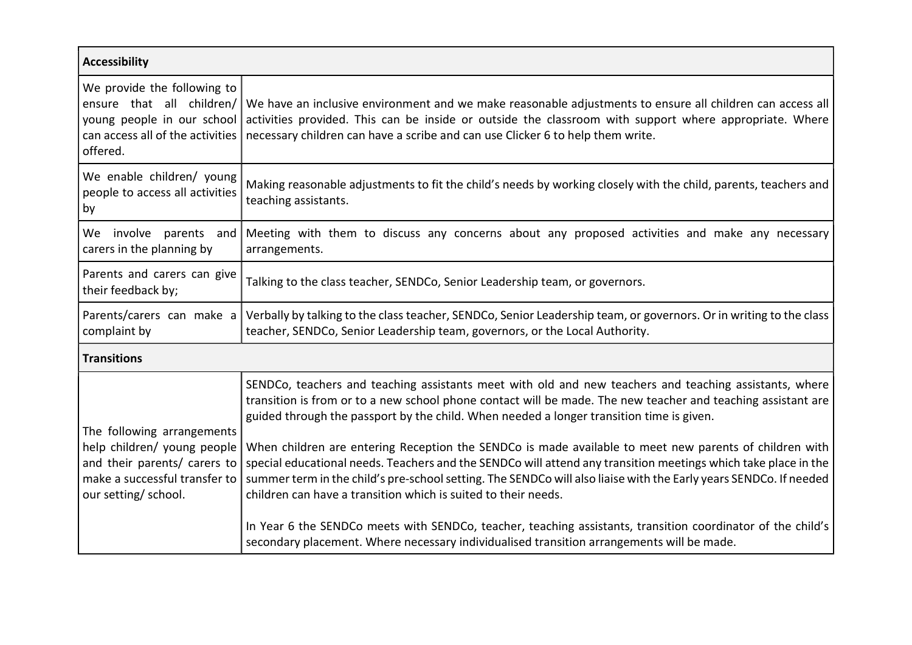| **Accessibility** | |
|---|---|
| We provide the following to ensure that all children/ young people in our school can access all of the activities offered. | We have an inclusive environment and we make reasonable adjustments to ensure all children can access all activities provided. This can be inside or outside the classroom with support where appropriate. Where necessary children can have a scribe and can use Clicker 6 to help them write. |
| We enable children/ young people to access all activities by | Making reasonable adjustments to fit the child's needs by working closely with the child, parents, teachers and teaching assistants. |
| We involve parents and carers in the planning by | Meeting with them to discuss any concerns about any proposed activities and make any necessary arrangements. |
| Parents and carers can give their feedback by; | Talking to the class teacher, SENDCo, Senior Leadership team, or governors. |
| Parents/carers can make a complaint by | Verbally by talking to the class teacher, SENDCo, Senior Leadership team, or governors. Or in writing to the class teacher, SENDCo, Senior Leadership team, governors, or the Local Authority. |
| **Transitions** | |
| The following arrangements help children/ young people and their parents/ carers to make a successful transfer to our setting/ school. | SENDCo, teachers and teaching assistants meet with old and new teachers and teaching assistants, where transition is from or to a new school phone contact will be made. The new teacher and teaching assistant are guided through the passport by the child. When needed a longer transition time is given.<br><br>When children are entering Reception the SENDCo is made available to meet new parents of children with special educational needs. Teachers and the SENDCo will attend any transition meetings which take place in the summer term in the child's pre-school setting. The SENDCo will also liaise with the Early years SENDCo. If needed children can have a transition which is suited to their needs.<br><br>In Year 6 the SENDCo meets with SENDCo, teacher, teaching assistants, transition coordinator of the child's secondary placement. Where necessary individualised transition arrangements will be made. |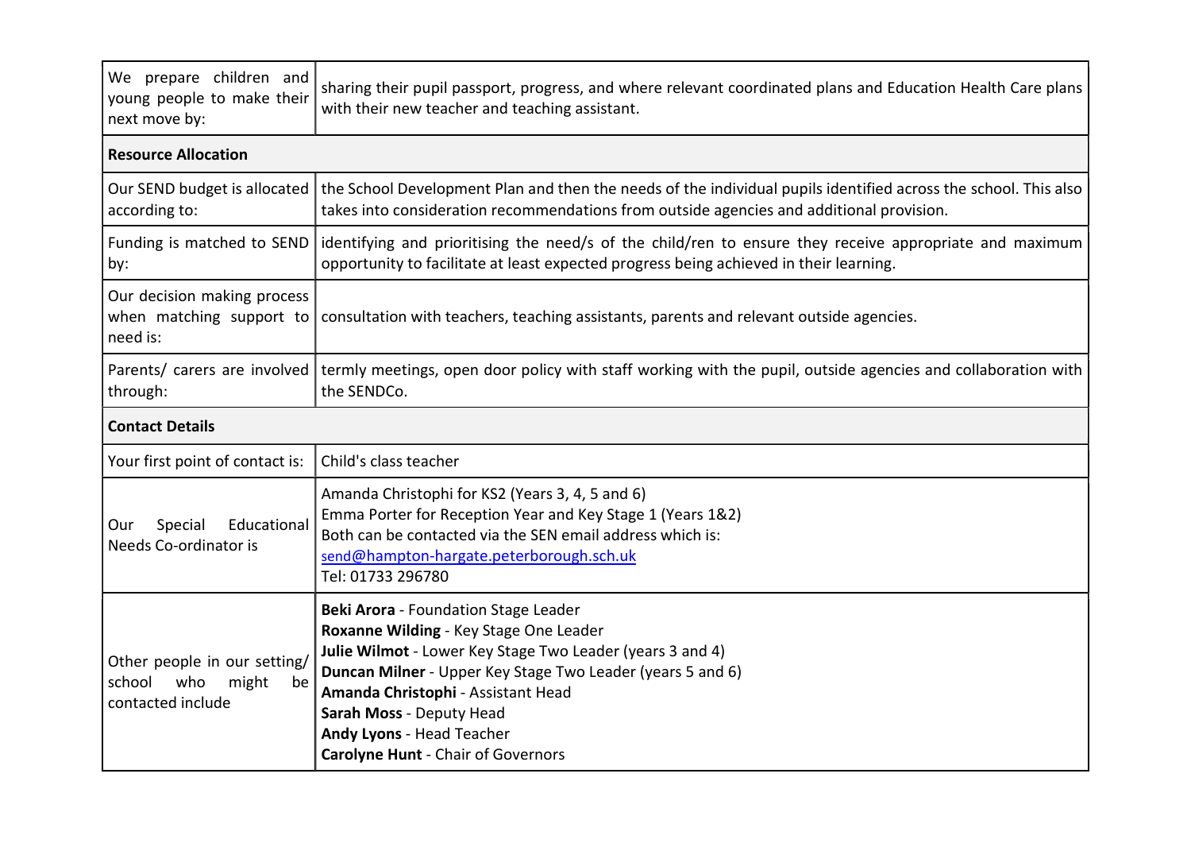| | |
|---|---|
| We prepare children and young people to make their next move by: | sharing their pupil passport, progress, and where relevant coordinated plans and Education Health Care plans with their new teacher and teaching assistant. |
| **Resource Allocation** | |
| Our SEND budget is allocated according to: | the School Development Plan and then the needs of the individual pupils identified across the school. This also takes into consideration recommendations from outside agencies and additional provision. |
| Funding is matched to SEND by: | identifying and prioritising the need/s of the child/ren to ensure they receive appropriate and maximum opportunity to facilitate at least expected progress being achieved in their learning. |
| Our decision making process when matching support to need is: | consultation with teachers, teaching assistants, parents and relevant outside agencies. |
| Parents/ carers are involved through: | termly meetings, open door policy with staff working with the pupil, outside agencies and collaboration with the SENDCo. |
| **Contact Details** | |
| Your first point of contact is: | Child's class teacher |
| Our Special Educational Needs Co-ordinator is | Amanda Christophi for KS2 (Years 3, 4, 5 and 6)<br>Emma Porter for Reception Year and Key Stage 1 (Years 1&2)<br>Both can be contacted via the SEN email address which is:<br>send@hampton-hargate.peterborough.sch.uk<br>Tel: 01733 296780 |
| Other people in our setting/ school who might be contacted include | **Beki Arora** - Foundation Stage Leader<br>**Roxanne Wilding** - Key Stage One Leader<br>**Julie Wilmot** - Lower Key Stage Two Leader (years 3 and 4)<br>**Duncan Milner** - Upper Key Stage Two Leader (years 5 and 6)<br>**Amanda Christophi** - Assistant Head<br>**Sarah Moss** - Deputy Head<br>**Andy Lyons** - Head Teacher<br>**Carolyne Hunt** - Chair of Governors |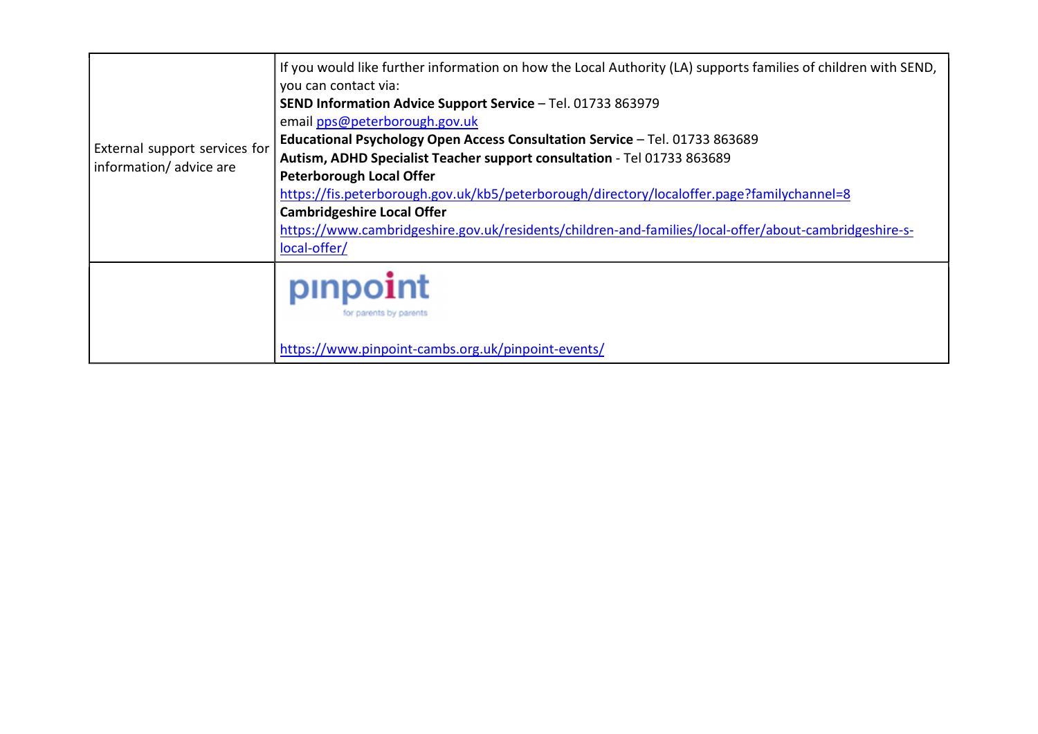| | |
|---|---|
| External support services for information/ advice are | If you would like further information on how the Local Authority (LA) supports families of children with SEND, you can contact via:<br>**SEND Information Advice Support Service** – Tel. 01733 863979<br>email pps@peterborough.gov.uk<br>**Educational Psychology Open Access Consultation Service** – Tel. 01733 863689<br>**Autism, ADHD Specialist Teacher support consultation** - Tel 01733 863689<br>**Peterborough Local Offer**<br>https://fis.peterborough.gov.uk/kb5/peterborough/directory/localoffer.page?familychannel=8<br>**Cambridgeshire Local Offer**<br>https://www.cambridgeshire.gov.uk/residents/children-and-families/local-offer/about-cambridgeshire-s-local-offer/ |
| | pinpoint<br>for parents by parents<br><br>https://www.pinpoint-cambs.org.uk/pinpoint-events/ |